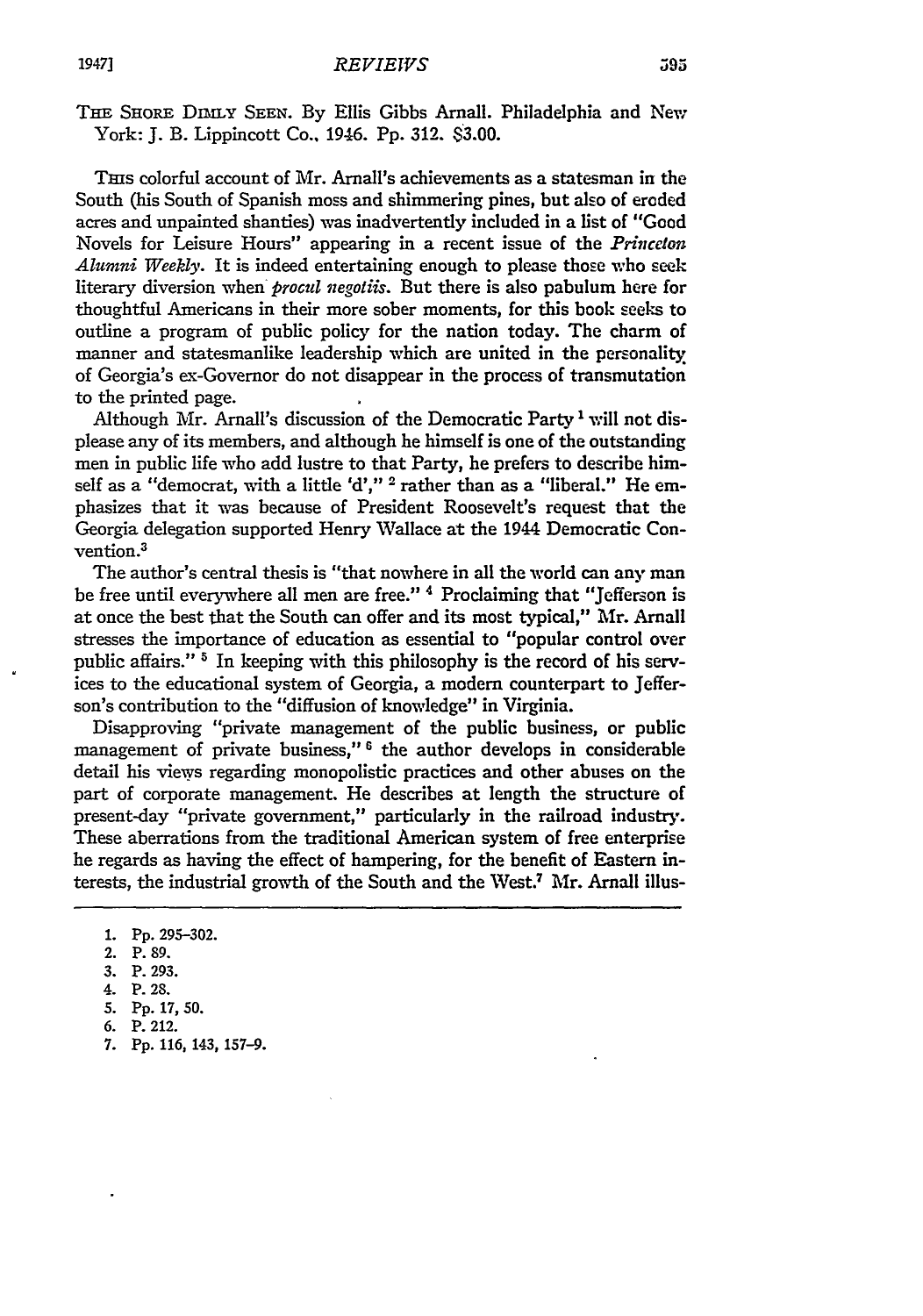THE SHORE DIMLY SEEN. By Ellis Gibbs Arnall. Philadelphia and New York: J. B. Lippincott Co., 1946. Pp. 312. $3.00.

THIS colorful account of Mr. Arnall's achievements as a statesman in the South (his South of Spanish moss and shimmering pines, but also of eroded acres and unpainted shanties) was inadvertently included in a list of "Good Novels for Leisure Hours" appearing in a recent issue of the *Princeton Alumni Weekly*. It is indeed entertaining enough to please those who seek literary diversion when *procul negotiis*. But there is also pabulum here for thoughtful Americans in their more sober moments, for this book seeks to outline a program of public policy for the nation today. The charm of manner and statesmanlike leadership which are united in the personality of Georgia's ex-Governor do not disappear in the process of transmutation to the printed page.

Although Mr. Arnall's discussion of the Democratic Party[1] will not displease any of its members, and although he himself is one of the outstanding men in public life who add lustre to that Party, he prefers to describe himself as a "democrat, with a little 'd'," [2] rather than as a "liberal." He emphasizes that it was because of President Roosevelt's request that the Georgia delegation supported Henry Wallace at the 1944 Democratic Convention.[3]

The author's central thesis is "that nowhere in all the world can any man be free until everywhere all men are free." [4] Proclaiming that "Jefferson is at once the best that the South can offer and its most typical," Mr. Arnall stresses the importance of education as essential to "popular control over public affairs." [5] In keeping with this philosophy is the record of his services to the educational system of Georgia, a modern counterpart to Jefferson's contribution to the "diffusion of knowledge" in Virginia.

Disapproving "private management of the public business, or public management of private business," [6] the author develops in considerable detail his views regarding monopolistic practices and other abuses on the part of corporate management. He describes at length the structure of present-day "private government," particularly in the railroad industry. These aberrations from the traditional American system of free enterprise he regards as having the effect of hampering, for the benefit of Eastern interests, the industrial growth of the South and the West.[7] Mr. Arnall illus-

1. Pp. 295–302.
2. P. 89.
3. P. 293.
4. P. 28.
5. Pp. 17, 50.
6. P. 212.
7. Pp. 116, 143, 157–9.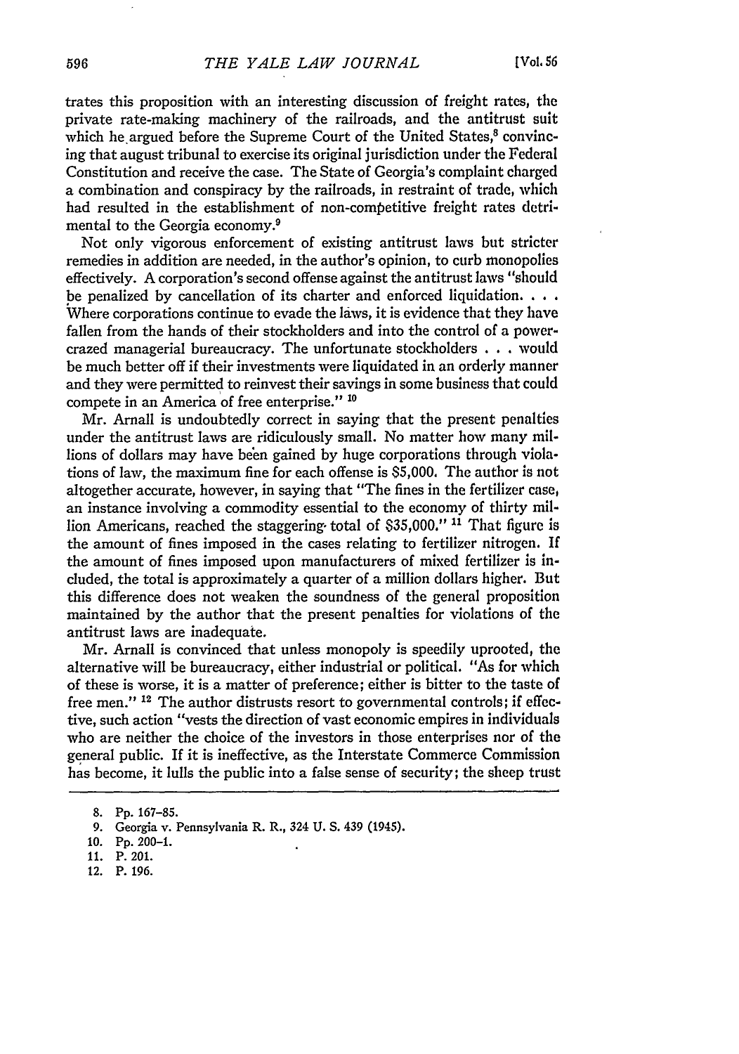trates this proposition with an interesting discussion of freight rates, the private rate-making machinery of the railroads, and the antitrust suit which he argued before the Supreme Court of the United States,[8] convincing that august tribunal to exercise its original jurisdiction under the Federal Constitution and receive the case. The State of Georgia's complaint charged a combination and conspiracy by the railroads, in restraint of trade, which had resulted in the establishment of non-competitive freight rates detrimental to the Georgia economy.[9]

Not only vigorous enforcement of existing antitrust laws but stricter remedies in addition are needed, in the author's opinion, to curb monopolies effectively. A corporation's second offense against the antitrust laws "should be penalized by cancellation of its charter and enforced liquidation. . . . Where corporations continue to evade the laws, it is evidence that they have fallen from the hands of their stockholders and into the control of a power-crazed managerial bureaucracy. The unfortunate stockholders . . . would be much better off if their investments were liquidated in an orderly manner and they were permitted to reinvest their savings in some business that could compete in an America of free enterprise." [10]

Mr. Arnall is undoubtedly correct in saying that the present penalties under the antitrust laws are ridiculously small. No matter how many millions of dollars may have been gained by huge corporations through violations of law, the maximum fine for each offense is $5,000. The author is not altogether accurate, however, in saying that "The fines in the fertilizer case, an instance involving a commodity essential to the economy of thirty million Americans, reached the staggering total of $35,000." [11] That figure is the amount of fines imposed in the cases relating to fertilizer nitrogen. If the amount of fines imposed upon manufacturers of mixed fertilizer is included, the total is approximately a quarter of a million dollars higher. But this difference does not weaken the soundness of the general proposition maintained by the author that the present penalties for violations of the antitrust laws are inadequate.

Mr. Arnall is convinced that unless monopoly is speedily uprooted, the alternative will be bureaucracy, either industrial or political. "As for which of these is worse, it is a matter of preference; either is bitter to the taste of free men." [12] The author distrusts resort to governmental controls; if effective, such action "vests the direction of vast economic empires in individuals who are neither the choice of the investors in those enterprises nor of the general public. If it is ineffective, as the Interstate Commerce Commission has become, it lulls the public into a false sense of security; the sheep trust

8. Pp. 167-85.

9. Georgia v. Pennsylvania R. R., 324 U. S. 439 (1945).

10. Pp. 200-1.

11. P. 201.

12. P. 196.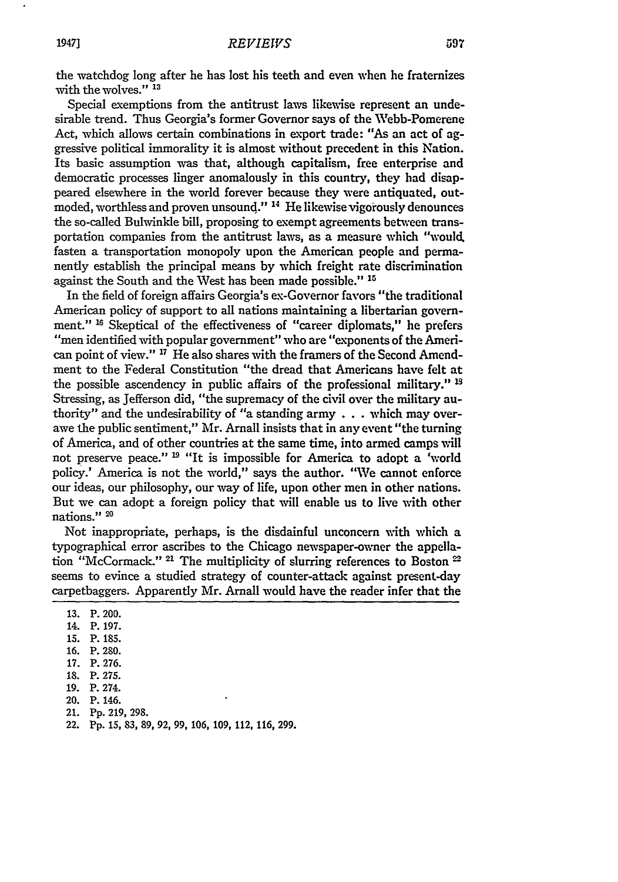the watchdog long after he has lost his teeth and even when he fraternizes with the wolves." [13]

Special exemptions from the antitrust laws likewise represent an undesirable trend. Thus Georgia's former Governor says of the Webb-Pomerene Act, which allows certain combinations in export trade: "As an act of aggressive political immorality it is almost without precedent in this Nation. Its basic assumption was that, although capitalism, free enterprise and democratic processes linger anomalously in this country, they had disappeared elsewhere in the world forever because they were antiquated, outmoded, worthless and proven unsound." [14] He likewise vigorously denounces the so-called Bulwinkle bill, proposing to exempt agreements between transportation companies from the antitrust laws, as a measure which "would fasten a transportation monopoly upon the American people and permanently establish the principal means by which freight rate discrimination against the South and the West has been made possible." [15]

In the field of foreign affairs Georgia's ex-Governor favors "the traditional American policy of support to all nations maintaining a libertarian government." [16] Skeptical of the effectiveness of "career diplomats," he prefers "men identified with popular government" who are "exponents of the American point of view." [17] He also shares with the framers of the Second Amendment to the Federal Constitution "the dread that Americans have felt at the possible ascendency in public affairs of the professional military." [18] Stressing, as Jefferson did, "the supremacy of the civil over the military authority" and the undesirability of "a standing army . . . which may overawe the public sentiment," Mr. Arnall insists that in any event "the turning of America, and of other countries at the same time, into armed camps will not preserve peace." [19] "It is impossible for America to adopt a 'world policy.' America is not the world," says the author. "We cannot enforce our ideas, our philosophy, our way of life, upon other men in other nations. But we can adopt a foreign policy that will enable us to live with other nations." [20]

Not inappropriate, perhaps, is the disdainful unconcern with which a typographical error ascribes to the Chicago newspaper-owner the appellation "McCormack." [21] The multiplicity of slurring references to Boston [22] seems to evince a studied strategy of counter-attack against present-day carpetbaggers. Apparently Mr. Arnall would have the reader infer that the

13. P. 200.
14. P. 197.
15. P. 185.
16. P. 280.
17. P. 276.
18. P. 275.
19. P. 274.
20. P. 146.
21. Pp. 219, 298.
22. Pp. 15, 83, 89, 92, 99, 106, 109, 112, 116, 299.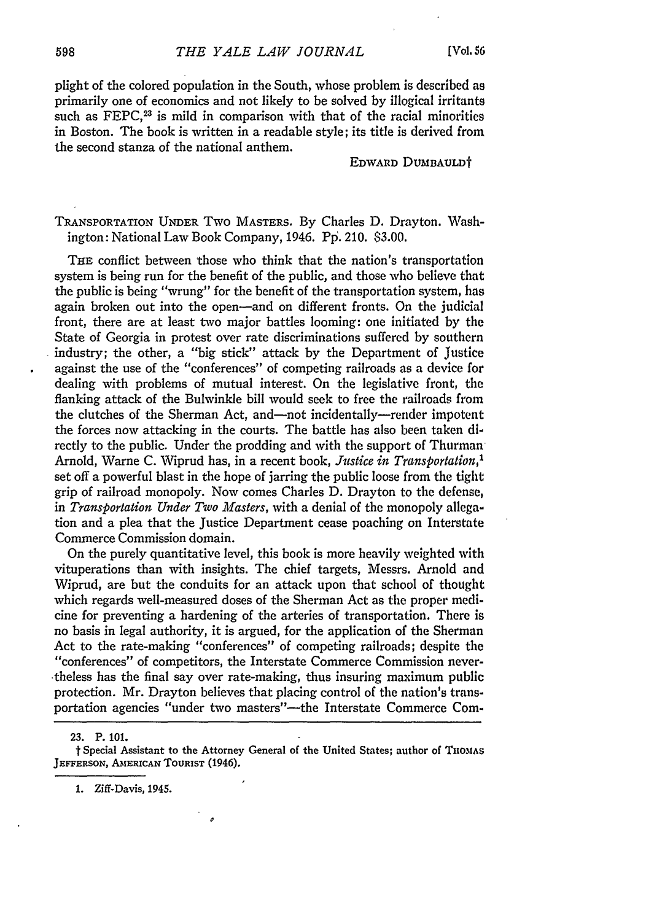plight of the colored population in the South, whose problem is described as primarily one of economics and not likely to be solved by illogical irritants such as FEPC,[23] is mild in comparison with that of the racial minorities in Boston. The book is written in a readable style; its title is derived from the second stanza of the national anthem.

EDWARD DUMBAULD†

TRANSPORTATION UNDER TWO MASTERS. By Charles D. Drayton. Washington: National Law Book Company, 1946. Pp. 210. $3.00.

THE conflict between those who think that the nation's transportation system is being run for the benefit of the public, and those who believe that the public is being "wrung" for the benefit of the transportation system, has again broken out into the open—and on different fronts. On the judicial front, there are at least two major battles looming: one initiated by the State of Georgia in protest over rate discriminations suffered by southern industry; the other, a "big stick" attack by the Department of Justice against the use of the "conferences" of competing railroads as a device for dealing with problems of mutual interest. On the legislative front, the flanking attack of the Bulwinkle bill would seek to free the railroads from the clutches of the Sherman Act, and—not incidentally—render impotent the forces now attacking in the courts. The battle has also been taken directly to the public. Under the prodding and with the support of Thurman Arnold, Warne C. Wiprud has, in a recent book, *Justice in Transportation*,[1] set off a powerful blast in the hope of jarring the public loose from the tight grip of railroad monopoly. Now comes Charles D. Drayton to the defense, in *Transportation Under Two Masters*, with a denial of the monopoly allegation and a plea that the Justice Department cease poaching on Interstate Commerce Commission domain.

On the purely quantitative level, this book is more heavily weighted with vituperations than with insights. The chief targets, Messrs. Arnold and Wiprud, are but the conduits for an attack upon that school of thought which regards well-measured doses of the Sherman Act as the proper medicine for preventing a hardening of the arteries of transportation. There is no basis in legal authority, it is argued, for the application of the Sherman Act to the rate-making "conferences" of competing railroads; despite the "conferences" of competitors, the Interstate Commerce Commission nevertheless has the final say over rate-making, thus insuring maximum public protection. Mr. Drayton believes that placing control of the nation's transportation agencies "under two masters"—the Interstate Commerce Com-

23. P. 101.

† Special Assistant to the Attorney General of the United States; author of THOMAS JEFFERSON, AMERICAN TOURIST (1946).

1. Ziff-Davis, 1945.